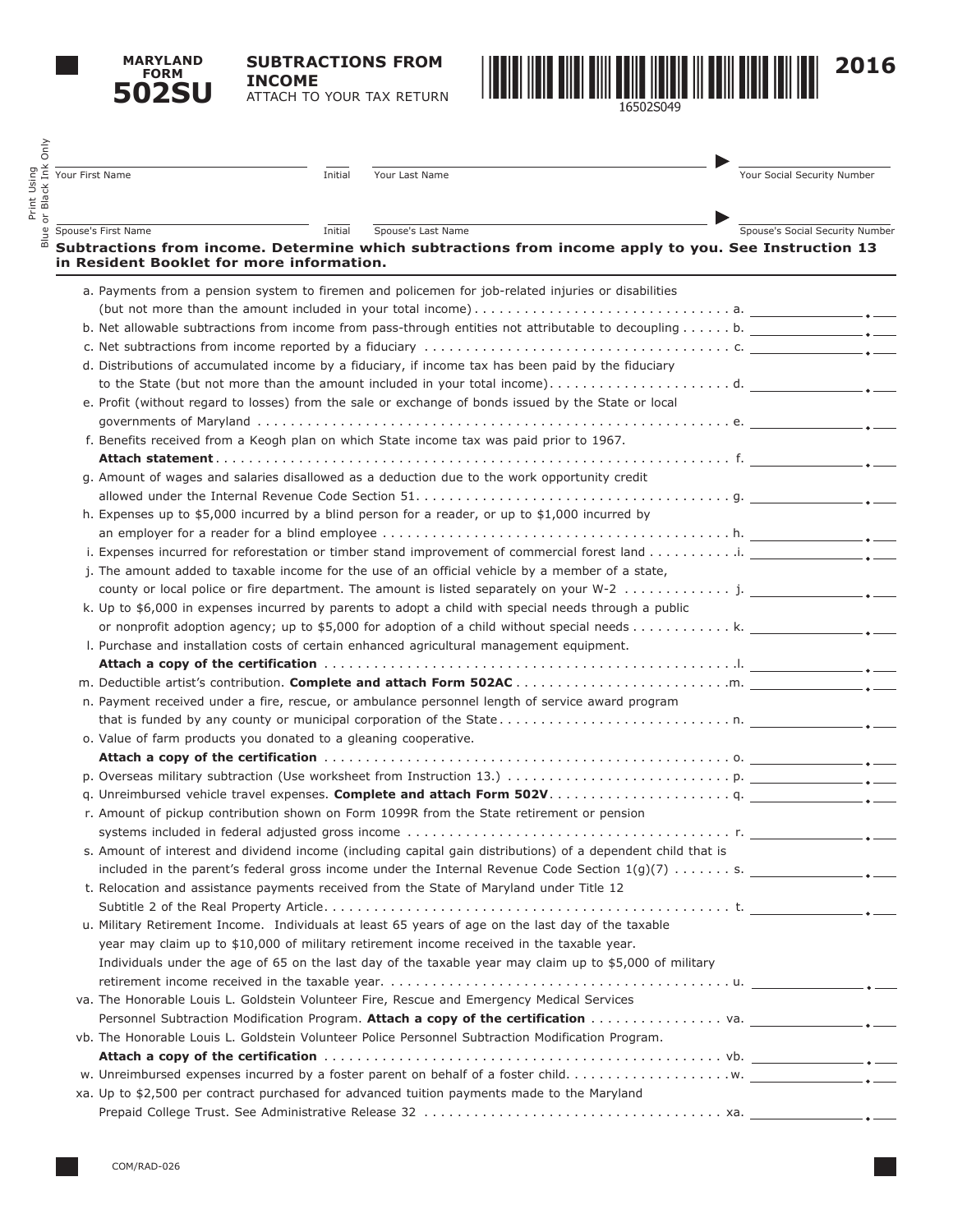**MARYLAND FORM**

# 502SU

## SUBTRACTIONS FROM INCOME

ATTACH TO YOUR TAX RETURN

16502S049

**2016**

Print Using Blue or Black Ink Only

Your First Name ____ Initial ____ Your Last Name ____ Your Social Security Number ____

Spouse's First Name ____ Initial ____ Spouse's Last Name ____ Spouse's Social Security Number ____

**Subtractions from income. Determine which subtractions from income apply to you. See Instruction 13 in Resident Booklet for more information.**

a. Payments from a pension system to firemen and policemen for job-related injuries or disabilities (but not more than the amount included in your total income) . . . . . . . . . . a. ________

b. Net allowable subtractions from income from pass-through entities not attributable to decoupling . . . . . . b. ________

c. Net subtractions from income reported by a fiduciary . . . . . . . . . . c. ________

d. Distributions of accumulated income by a fiduciary, if income tax has been paid by the fiduciary to the State (but not more than the amount included in your total income) . . . . . . . . . . d. ________

e. Profit (without regard to losses) from the sale or exchange of bonds issued by the State or local governments of Maryland . . . . . . . . . . e. ________

f. Benefits received from a Keogh plan on which State income tax was paid prior to 1967. **Attach statement** . . . . . . . . . . f. ________

g. Amount of wages and salaries disallowed as a deduction due to the work opportunity credit allowed under the Internal Revenue Code Section 51 . . . . . . . . . . g. ________

h. Expenses up to $5,000 incurred by a blind person for a reader, or up to $1,000 incurred by an employer for a reader for a blind employee . . . . . . . . . . h. ________

i. Expenses incurred for reforestation or timber stand improvement of commercial forest land . . . . . . . . . . i. ________

j. The amount added to taxable income for the use of an official vehicle by a member of a state, county or local police or fire department. The amount is listed separately on your W-2 . . . . . . . . . . j. ________

k. Up to $6,000 in expenses incurred by parents to adopt a child with special needs through a public or nonprofit adoption agency; up to $5,000 for adoption of a child without special needs . . . . . . . . . . k. ________

l. Purchase and installation costs of certain enhanced agricultural management equipment. **Attach a copy of the certification** . . . . . . . . . . l. ________

m. Deductible artist's contribution. **Complete and attach Form 502AC** . . . . . . . . . . m. ________

n. Payment received under a fire, rescue, or ambulance personnel length of service award program that is funded by any county or municipal corporation of the State . . . . . . . . . . n. ________

o. Value of farm products you donated to a gleaning cooperative. **Attach a copy of the certification** . . . . . . . . . . o. ________

p. Overseas military subtraction (Use worksheet from Instruction 13.) . . . . . . . . . . p. ________

q. Unreimbursed vehicle travel expenses. **Complete and attach Form 502V** . . . . . . . . . . q. ________

r. Amount of pickup contribution shown on Form 1099R from the State retirement or pension systems included in federal adjusted gross income . . . . . . . . . . r. ________

s. Amount of interest and dividend income (including capital gain distributions) of a dependent child that is included in the parent's federal gross income under the Internal Revenue Code Section 1(g)(7) . . . . . . . s. ________

t. Relocation and assistance payments received from the State of Maryland under Title 12 Subtitle 2 of the Real Property Article . . . . . . . . . . t. ________

u. Military Retirement Income. Individuals at least 65 years of age on the last day of the taxable year may claim up to $10,000 of military retirement income received in the taxable year. Individuals under the age of 65 on the last day of the taxable year may claim up to $5,000 of military retirement income received in the taxable year . . . . . . . . . . u. ________

va. The Honorable Louis L. Goldstein Volunteer Fire, Rescue and Emergency Medical Services Personnel Subtraction Modification Program. **Attach a copy of the certification** . . . . . . . . . . va. ________

vb. The Honorable Louis L. Goldstein Volunteer Police Personnel Subtraction Modification Program. **Attach a copy of the certification** . . . . . . . . . . vb. ________

w. Unreimbursed expenses incurred by a foster parent on behalf of a foster child . . . . . . . . . . w. ________

xa. Up to $2,500 per contract purchased for advanced tuition payments made to the Maryland Prepaid College Trust. See Administrative Release 32 . . . . . . . . . . xa. ________

COM/RAD-026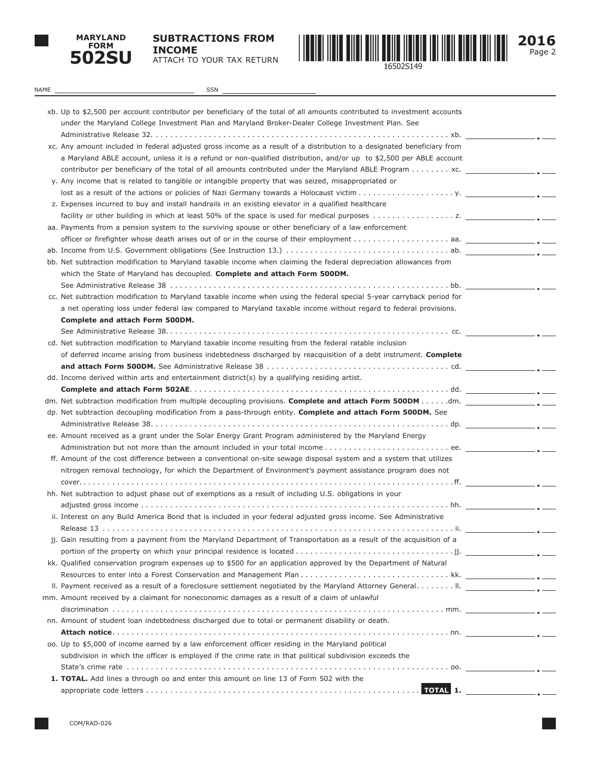**MARYLAND FORM 502SU**

**SUBTRACTIONS FROM INCOME**
ATTACH TO YOUR TAX RETURN

16502S149

**2016**

NAME ______________________ SSN ______________________

xb. Up to $2,500 per account contributor per beneficiary of the total of all amounts contributed to investment accounts under the Maryland College Investment Plan and Maryland Broker-Dealer College Investment Plan. See Administrative Release 32. . . . . . . . . . xb. ________ . ___

xc. Any amount included in federal adjusted gross income as a result of a distribution to a designated beneficiary from a Maryland ABLE account, unless it is a refund or non-qualified distribution, and/or up to $2,500 per ABLE account contributor per beneficiary of the total of all amounts contributed under the Maryland ABLE Program . . . . . . . . xc. ________ . ___

y. Any income that is related to tangible or intangible property that was seized, misappropriated or lost as a result of the actions or policies of Nazi Germany towards a Holocaust victim . . . . . . . . . . y. ________ . ___

z. Expenses incurred to buy and install handrails in an existing elevator in a qualified healthcare facility or other building in which at least 50% of the space is used for medical purposes . . . . . . . . z. ________ . ___

aa. Payments from a pension system to the surviving spouse or other beneficiary of a law enforcement officer or firefighter whose death arises out of or in the course of their employment . . . . . . . . aa. ________ . ___

ab. Income from U.S. Government obligations (See Instruction 13.) . . . . . . . . ab. ________ . ___

bb. Net subtraction modification to Maryland taxable income when claiming the federal depreciation allowances from which the State of Maryland has decoupled. **Complete and attach Form 500DM.** See Administrative Release 38 . . . . . . . . bb. ________ . ___

cc. Net subtraction modification to Maryland taxable income when using the federal special 5-year carryback period for a net operating loss under federal law compared to Maryland taxable income without regard to federal provisions. **Complete and attach Form 500DM.** See Administrative Release 38. . . . . . . . . cc. ________ . ___

cd. Net subtraction modification to Maryland taxable income resulting from the federal ratable inclusion of deferred income arising from business indebtedness discharged by reacquisition of a debt instrument. **Complete and attach Form 500DM.** See Administrative Release 38 . . . . . . . . cd. ________ . ___

dd. Income derived within arts and entertainment district(s) by a qualifying residing artist. **Complete and attach Form 502AE**. . . . . . . . . dd. ________ . ___

dm. Net subtraction modification from multiple decoupling provisions. **Complete and attach Form 500DM** . . . . . .dm. ________ . ___

dp. Net subtraction decoupling modification from a pass-through entity. **Complete and attach Form 500DM.** See Administrative Release 38. . . . . . . . . dp. ________ . ___

ee. Amount received as a grant under the Solar Energy Grant Program administered by the Maryland Energy Administration but not more than the amount included in your total income . . . . . . . . ee. ________ . ___

ff. Amount of the cost difference between a conventional on-site sewage disposal system and a system that utilizes nitrogen removal technology, for which the Department of Environment's payment assistance program does not cover. . . . . . . . . ff. ________ . ___

hh. Net subtraction to adjust phase out of exemptions as a result of including U.S. obligations in your adjusted gross income . . . . . . . . hh. ________ . ___

ii. Interest on any Build America Bond that is included in your federal adjusted gross income. See Administrative Release 13 . . . . . . . . ii. ________ . ___

jj. Gain resulting from a payment from the Maryland Department of Transportation as a result of the acquisition of a portion of the property on which your principal residence is located . . . . . . . . jj. ________ . ___

kk. Qualified conservation program expenses up to $500 for an application approved by the Department of Natural Resources to enter into a Forest Conservation and Management Plan . . . . . . . . kk. ________ . ___

ll. Payment received as a result of a foreclosure settlement negotiated by the Maryland Attorney General. . . . . . . . ll. ________ . ___

mm. Amount received by a claimant for noneconomic damages as a result of a claim of unlawful discrimination . . . . . . . . mm. ________ . ___

nn. Amount of student loan indebtedness discharged due to total or permanent disability or death. **Attach notice**. . . . . . . . . nn. ________ . ___

oo. Up to $5,000 of income earned by a law enforcement officer residing in the Maryland political subdivision in which the officer is employed if the crime rate in that political subdivision exceeds the State's crime rate . . . . . . . . oo. ________ . ___

**1. TOTAL.** Add lines a through oo and enter this amount on line 13 of Form 502 with the appropriate code letters . . . . . . . . **TOTAL 1.** ________ . ___

COM/RAD-026